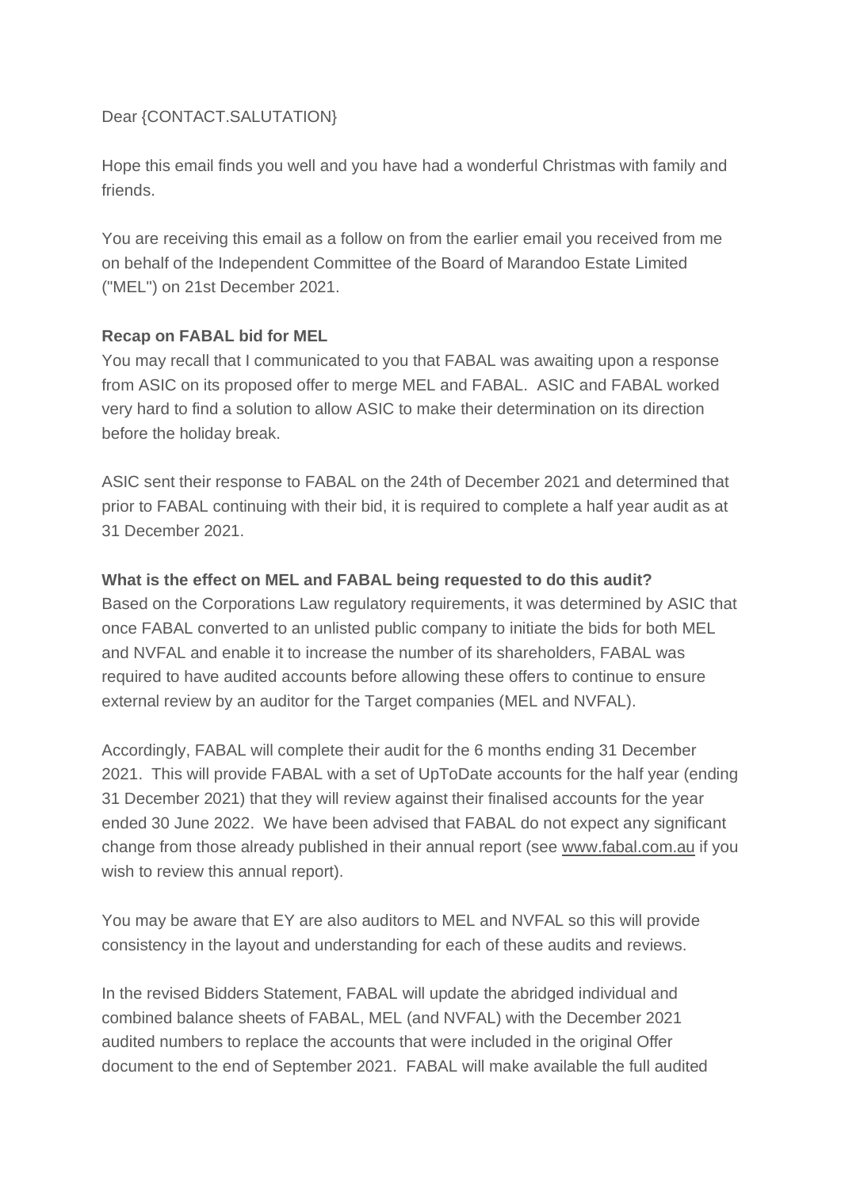Dear {CONTACT.SALUTATION}

Hope this email finds you well and you have had a wonderful Christmas with family and friends.

You are receiving this email as a follow on from the earlier email you received from me on behalf of the Independent Committee of the Board of Marandoo Estate Limited ("MEL") on 21st December 2021.

**Recap on FABAL bid for MEL**

You may recall that I communicated to you that FABAL was awaiting upon a response from ASIC on its proposed offer to merge MEL and FABAL. ASIC and FABAL worked very hard to find a solution to allow ASIC to make their determination on its direction before the holiday break.

ASIC sent their response to FABAL on the 24th of December 2021 and determined that prior to FABAL continuing with their bid, it is required to complete a half year audit as at 31 December 2021.

**What is the effect on MEL and FABAL being requested to do this audit?**

Based on the Corporations Law regulatory requirements, it was determined by ASIC that once FABAL converted to an unlisted public company to initiate the bids for both MEL and NVFAL and enable it to increase the number of its shareholders, FABAL was required to have audited accounts before allowing these offers to continue to ensure external review by an auditor for the Target companies (MEL and NVFAL).

Accordingly, FABAL will complete their audit for the 6 months ending 31 December 2021. This will provide FABAL with a set of UpToDate accounts for the half year (ending 31 December 2021) that they will review against their finalised accounts for the year ended 30 June 2022. We have been advised that FABAL do not expect any significant change from those already published in their annual report (see www.fabal.com.au if you wish to review this annual report).

You may be aware that EY are also auditors to MEL and NVFAL so this will provide consistency in the layout and understanding for each of these audits and reviews.

In the revised Bidders Statement, FABAL will update the abridged individual and combined balance sheets of FABAL, MEL (and NVFAL) with the December 2021 audited numbers to replace the accounts that were included in the original Offer document to the end of September 2021. FABAL will make available the full audited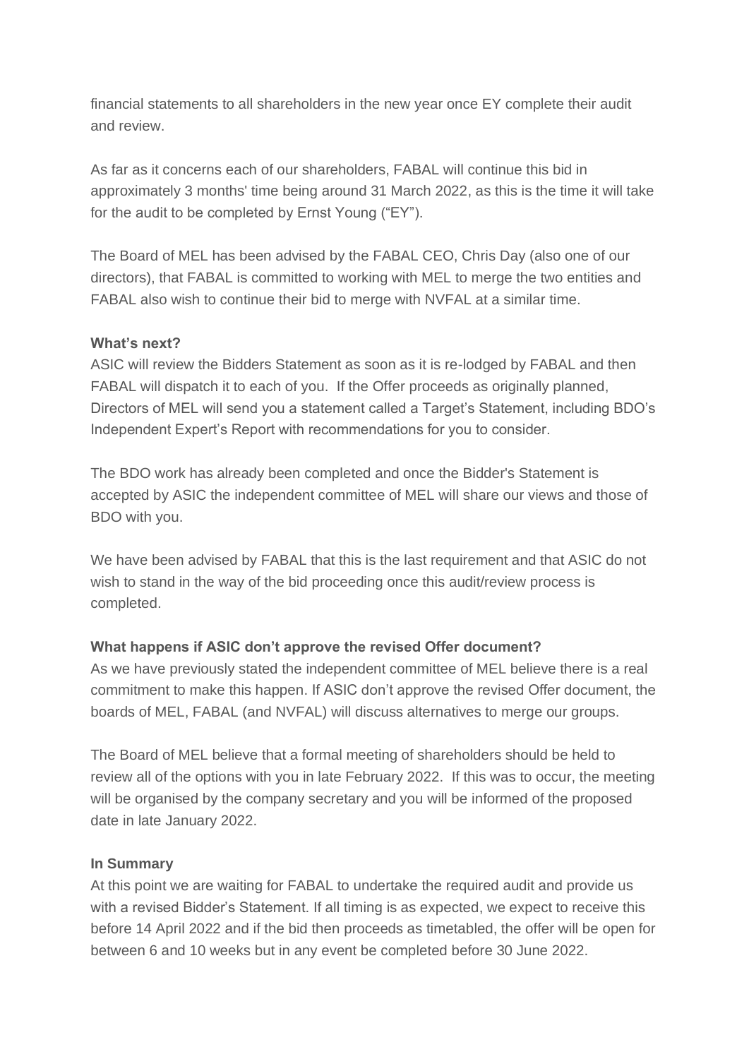financial statements to all shareholders in the new year once EY complete their audit and review.

As far as it concerns each of our shareholders, FABAL will continue this bid in approximately 3 months' time being around 31 March 2022, as this is the time it will take for the audit to be completed by Ernst Young ("EY").

The Board of MEL has been advised by the FABAL CEO, Chris Day (also one of our directors), that FABAL is committed to working with MEL to merge the two entities and FABAL also wish to continue their bid to merge with NVFAL at a similar time.

**What's next?**

ASIC will review the Bidders Statement as soon as it is re-lodged by FABAL and then FABAL will dispatch it to each of you. If the Offer proceeds as originally planned, Directors of MEL will send you a statement called a Target's Statement, including BDO's Independent Expert's Report with recommendations for you to consider.

The BDO work has already been completed and once the Bidder's Statement is accepted by ASIC the independent committee of MEL will share our views and those of BDO with you.

We have been advised by FABAL that this is the last requirement and that ASIC do not wish to stand in the way of the bid proceeding once this audit/review process is completed.

**What happens if ASIC don't approve the revised Offer document?**

As we have previously stated the independent committee of MEL believe there is a real commitment to make this happen. If ASIC don't approve the revised Offer document, the boards of MEL, FABAL (and NVFAL) will discuss alternatives to merge our groups.

The Board of MEL believe that a formal meeting of shareholders should be held to review all of the options with you in late February 2022. If this was to occur, the meeting will be organised by the company secretary and you will be informed of the proposed date in late January 2022.

**In Summary**

At this point we are waiting for FABAL to undertake the required audit and provide us with a revised Bidder's Statement. If all timing is as expected, we expect to receive this before 14 April 2022 and if the bid then proceeds as timetabled, the offer will be open for between 6 and 10 weeks but in any event be completed before 30 June 2022.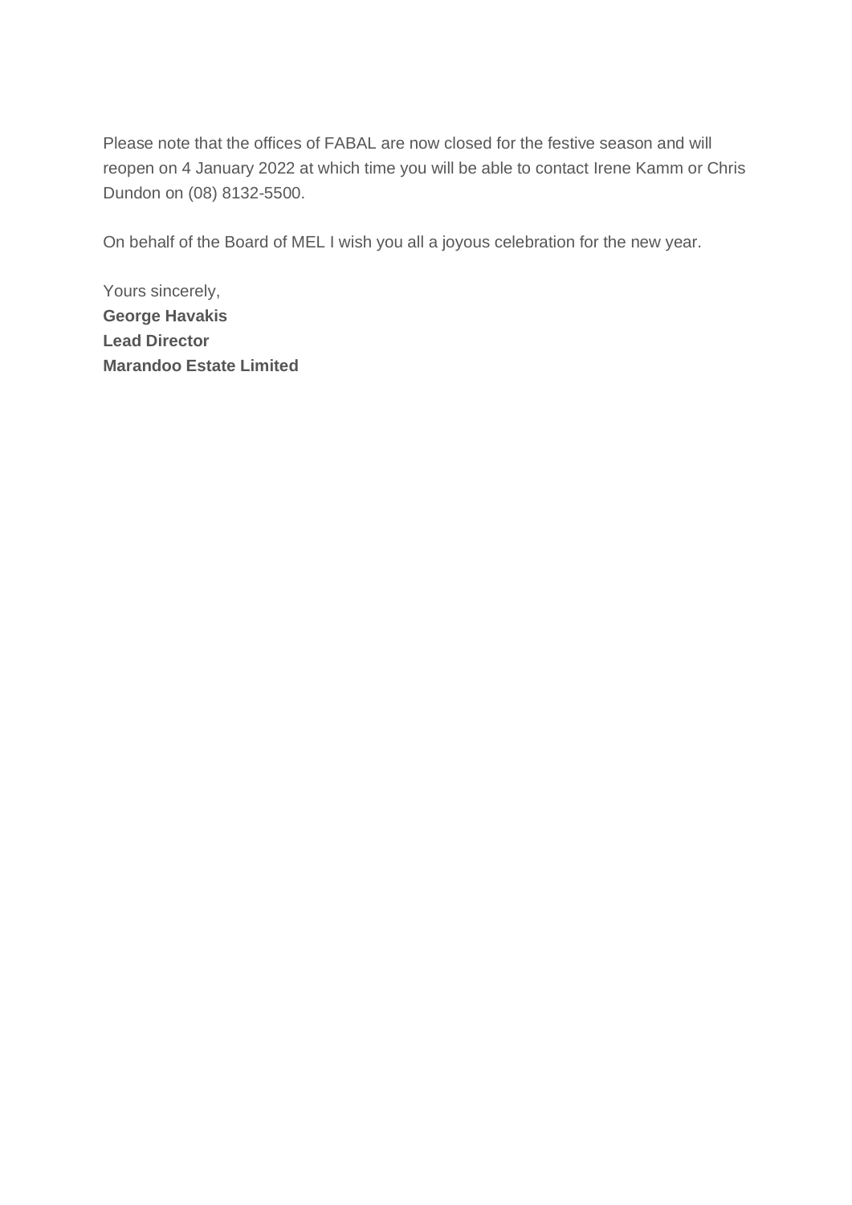Please note that the offices of FABAL are now closed for the festive season and will reopen on 4 January 2022 at which time you will be able to contact Irene Kamm or Chris Dundon on (08) 8132-5500.

On behalf of the Board of MEL I wish you all a joyous celebration for the new year.

Yours sincerely,
**George Havakis**
**Lead Director**
**Marandoo Estate Limited**